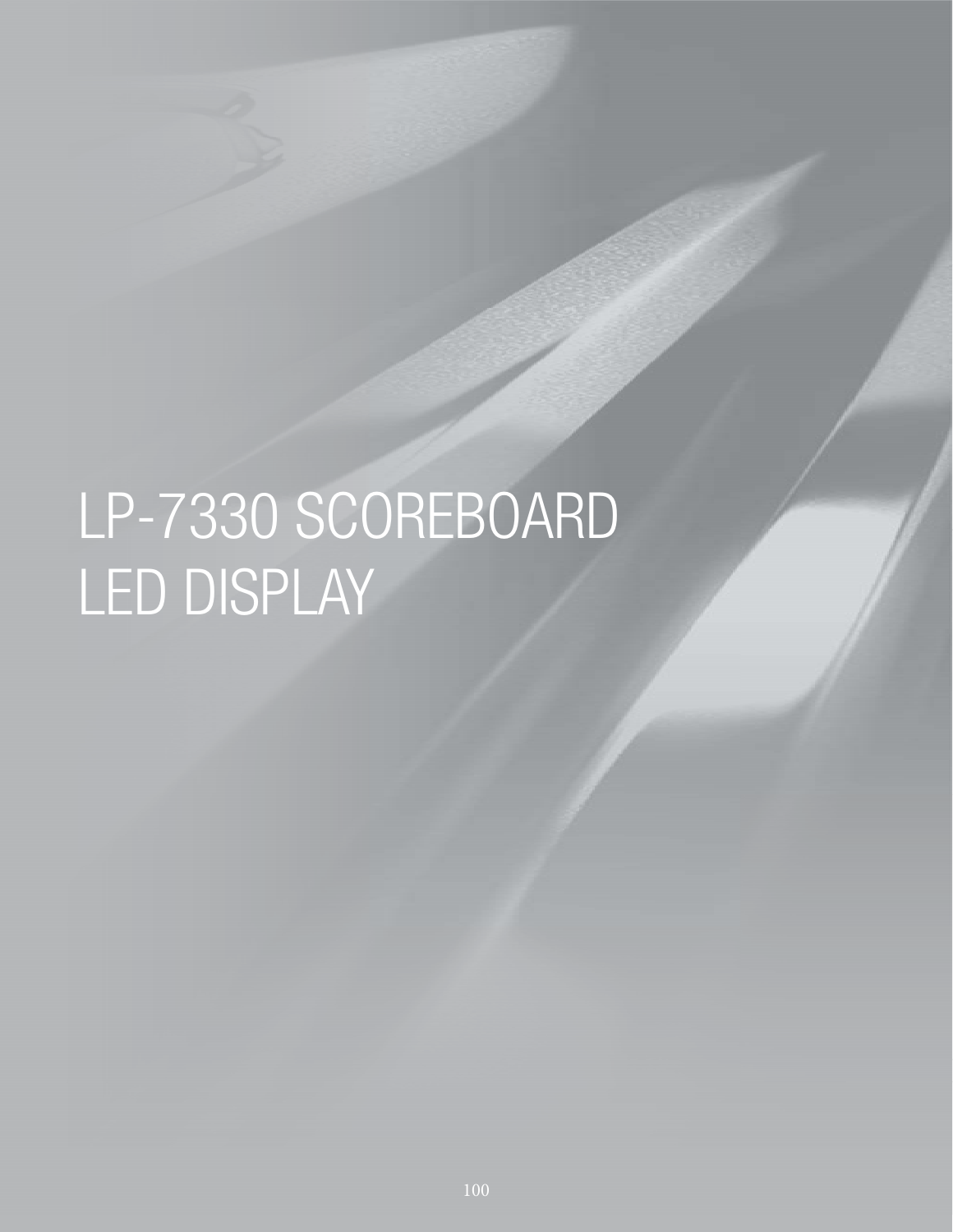# LP-7330 SCOREBOARD LED DISPLAY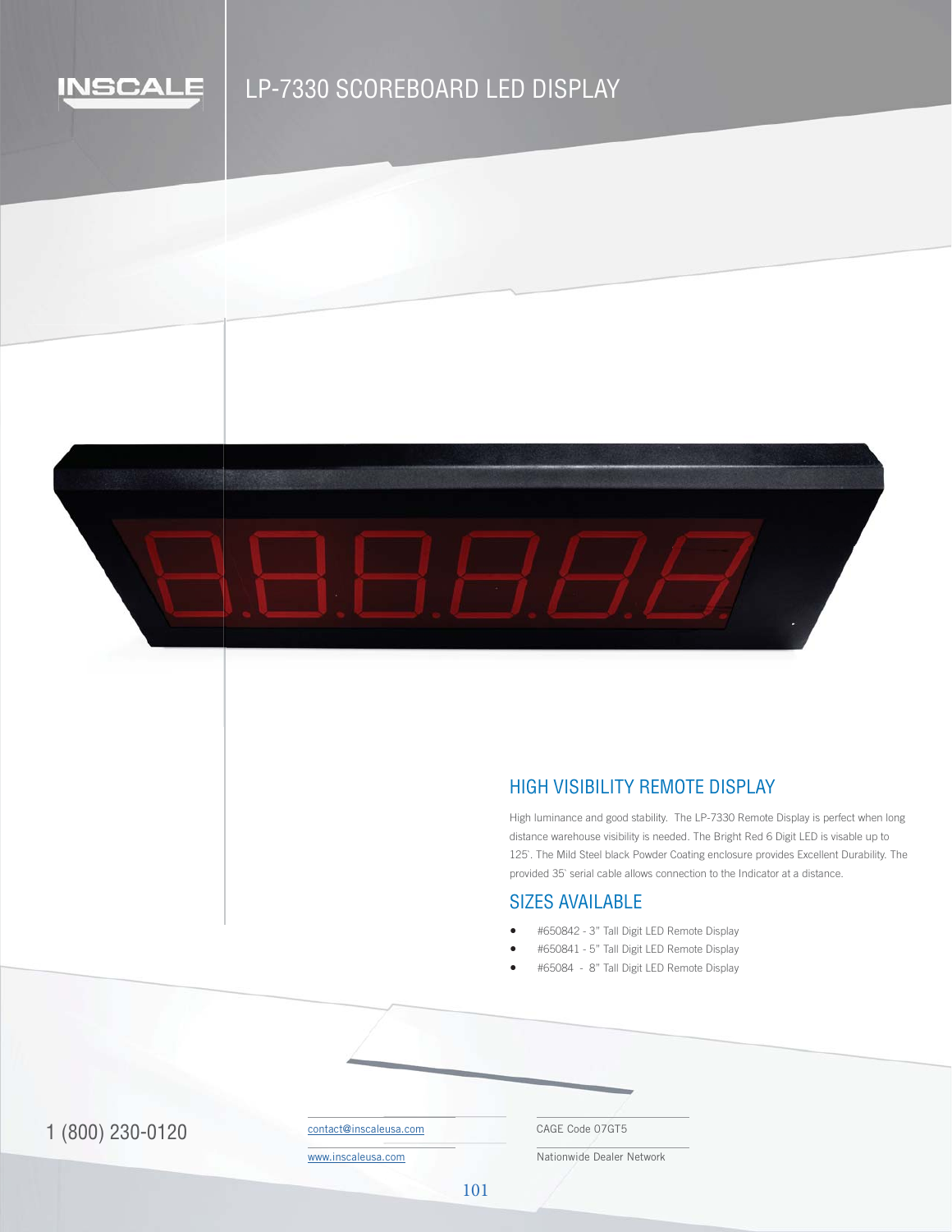# LP-7330 SCOREBOARD LED DISPLAY

## HIGH VISIBILITY REMOTE DISPLAY

High luminance and good stability. The LP-7330 Remote Display is perfect when long distance warehouse visibility is needed. The Bright Red 6 Digit LED is visable up to 125'. The Mild Steel black Powder Coating enclosure provides Excellent Durability. The provided 35' serial cable allows connection to the Indicator at a distance.

## SIZES AVAILABLE

- #650842 - 3" Tall Digit LED Remote Display
- #650841 - 5" Tall Digit LED Remote Display
- #65084 - 8" Tall Digit LED Remote Display

1 (800) 230-0120

contact@inscaleusa.com

www.inscaleusa.com

CAGE Code 07GT5

Nationwide Dealer Network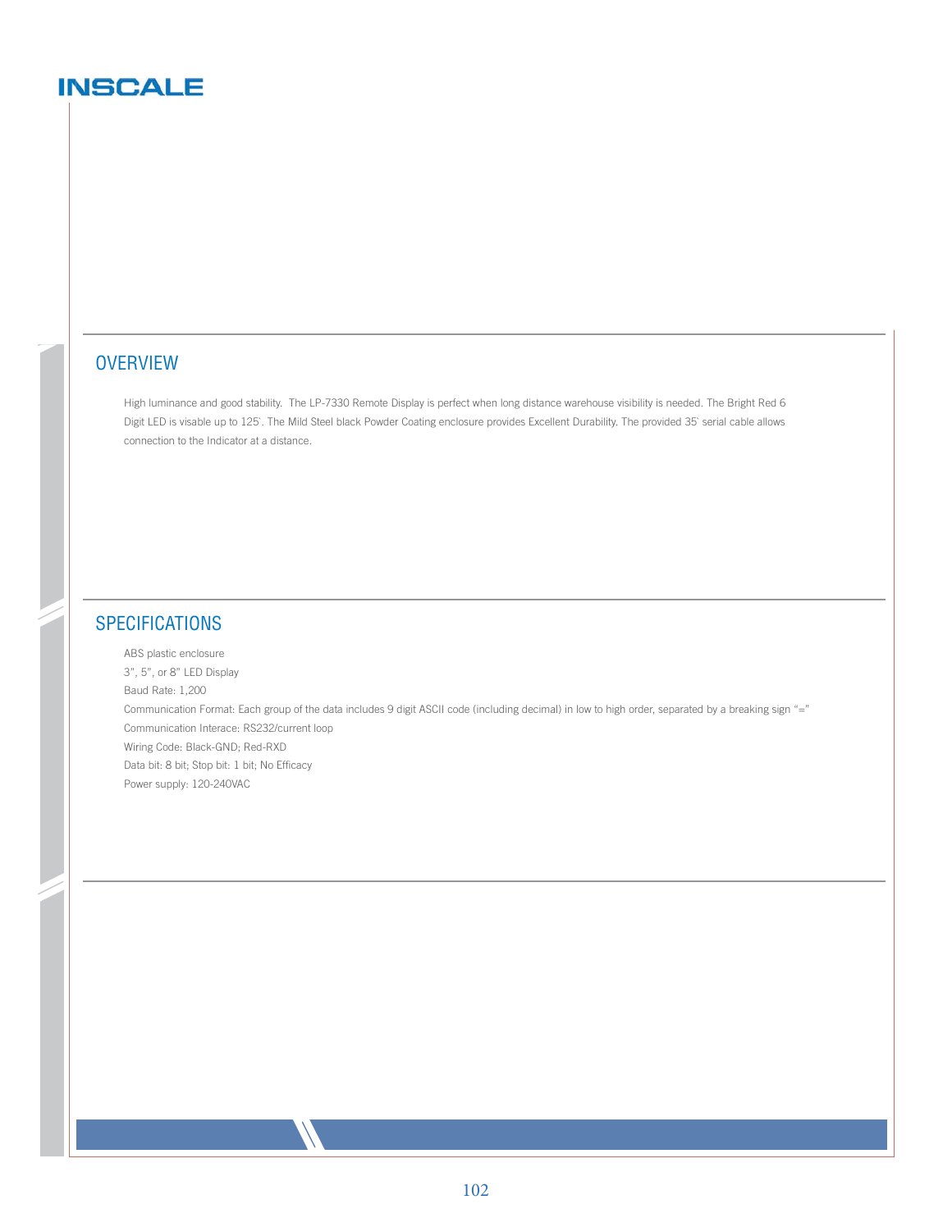## OVERVIEW

High luminance and good stability.  The LP-7330 Remote Display is perfect when long distance warehouse visibility is needed. The Bright Red 6 Digit LED is visable up to 125`. The Mild Steel black Powder Coating enclosure provides Excellent Durability. The provided 35` serial cable allows connection to the Indicator at a distance.

## SPECIFICATIONS

ABS plastic enclosure
3", 5", or 8" LED Display
Baud Rate: 1,200
Communication Format: Each group of the data includes 9 digit ASCII code (including decimal) in low to high order, separated by a breaking sign "="
Communication Interace: RS232/current loop
Wiring Code: Black-GND; Red-RXD
Data bit: 8 bit; Stop bit: 1 bit; No Efficacy
Power supply: 120-240VAC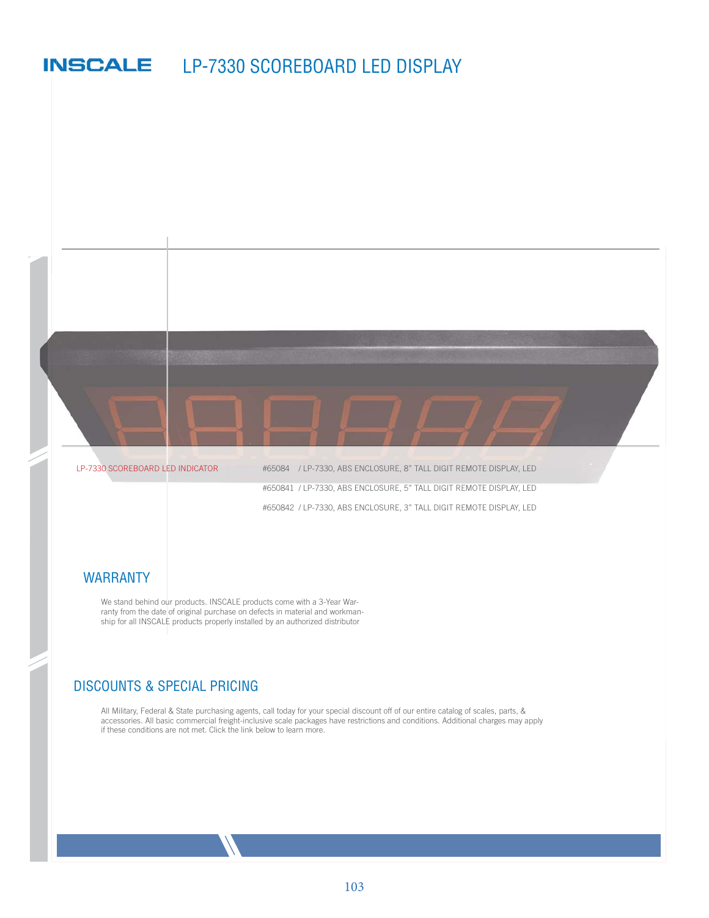# INSCALE LP-7330 SCOREBOARD LED DISPLAY

| | |
|---|---|
| LP-7330 SCOREBOARD LED INDICATOR | #65084 / LP-7330, ABS ENCLOSURE, 8" TALL DIGIT REMOTE DISPLAY, LED |
| | #650841 / LP-7330, ABS ENCLOSURE, 5" TALL DIGIT REMOTE DISPLAY, LED |
| | #650842 / LP-7330, ABS ENCLOSURE, 3" TALL DIGIT REMOTE DISPLAY, LED |

## WARRANTY

We stand behind our products. INSCALE products come with a 3-Year Warranty from the date of original purchase on defects in material and workmanship for all INSCALE products properly installed by an authorized distributor

## DISCOUNTS & SPECIAL PRICING

All Military, Federal & State purchasing agents, call today for your special discount off of our entire catalog of scales, parts, & accessories. All basic commercial freight-inclusive scale packages have restrictions and conditions. Additional charges may apply if these conditions are not met. Click the link below to learn more.